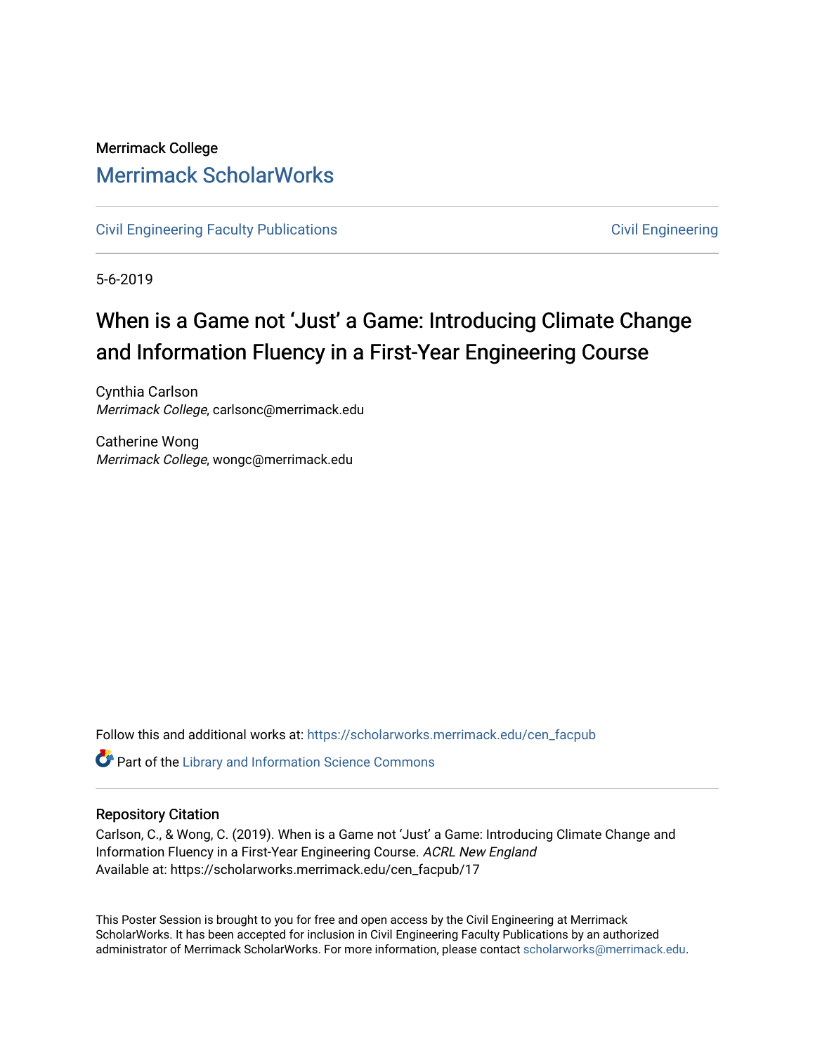Merrimack College

# Merrimack ScholarWorks

Civil Engineering Faculty Publications | Civil Engineering

5-6-2019

## When is a Game not 'Just' a Game: Introducing Climate Change and Information Fluency in a First-Year Engineering Course

Cynthia Carlson
*Merrimack College*, carlsonc@merrimack.edu

Catherine Wong
*Merrimack College*, wongc@merrimack.edu

Follow this and additional works at: https://scholarworks.merrimack.edu/cen_facpub

Part of the Library and Information Science Commons

### Repository Citation

Carlson, C., & Wong, C. (2019). When is a Game not 'Just' a Game: Introducing Climate Change and Information Fluency in a First-Year Engineering Course. *ACRL New England*
Available at: https://scholarworks.merrimack.edu/cen_facpub/17

This Poster Session is brought to you for free and open access by the Civil Engineering at Merrimack ScholarWorks. It has been accepted for inclusion in Civil Engineering Faculty Publications by an authorized administrator of Merrimack ScholarWorks. For more information, please contact scholarworks@merrimack.edu.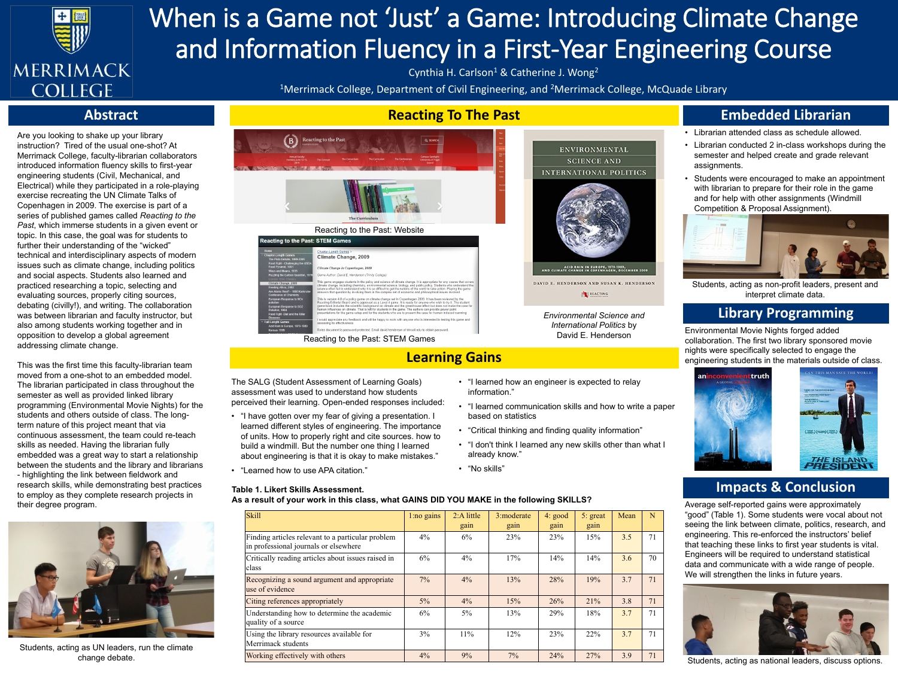# When is a Game not 'Just' a Game: Introducing Climate Change and Information Fluency in a First-Year Engineering Course

Cynthia H. Carlson[1] & Catherine J. Wong[2]

[1]Merrimack College, Department of Civil Engineering, and [2]Merrimack College, McQuade Library

## Abstract

Are you looking to shake up your library instruction? Tired of the usual one-shot? At Merrimack College, faculty-librarian collaborators introduced information fluency skills to first-year engineering students (Civil, Mechanical, and Electrical) while they participated in a role-playing exercise recreating the UN Climate Talks of Copenhagen in 2009. The exercise is part of a series of published games called *Reacting to the Past*, which immerse students in a given event or topic. In this case, the goal was for students to further their understanding of the "wicked" technical and interdisciplinary aspects of modern issues such as climate change, including politics and social aspects. Students also learned and practiced researching a topic, selecting and evaluating sources, properly citing sources, debating (civilly!), and writing. The collaboration was between librarian and faculty instructor, but also among students working together and in opposition to develop a global agreement addressing climate change.

This was the first time this faculty-librarian team moved from a one-shot to an embedded model. The librarian participated in class throughout the semester as well as provided linked library programming (Environmental Movie Nights) for the students and others outside of class. The long-term nature of this project meant that via continuous assessment, the team could re-teach skills as needed. Having the librarian fully embedded was a great way to start a relationship between the students and the library and librarians - highlighting the link between fieldwork and research skills, while demonstrating best practices to employ as they complete research projects in their degree program.

Students, acting as UN leaders, run the climate change debate.

## Reacting To The Past

Reacting to the Past: Website

Reacting to the Past: STEM Games

*Environmental Science and International Politics* by David E. Henderson

## Learning Gains

The SALG (Student Assessment of Learning Goals) assessment was used to understand how students perceived their learning. Open-ended responses included:

- "I have gotten over my fear of giving a presentation. I learned different styles of engineering. The importance of units. How to properly right and cite sources. how to build a windmill. But the number one thing I learned about engineering is that it is okay to make mistakes."
- "Learned how to use APA citation."
- "I learned how an engineer is expected to relay information."
- "I learned communication skills and how to write a paper based on statistics"
- "Critical thinking and finding quality information"
- "I don't think I learned any new skills other than what I already know."
- "No skills"

**Table 1. Likert Skills Assessment.**
**As a result of your work in this class, what GAINS DID YOU MAKE in the following SKILLS?**

| Skill | 1:no gains | 2:A little gain | 3:moderate gain | 4: good gain | 5: great gain | Mean | N |
|---|---|---|---|---|---|---|---|
| Finding articles relevant to a particular problem in professional journals or elsewhere | 4% | 6% | 23% | 23% | 15% | 3.5 | 71 |
| Critically reading articles about issues raised in class | 6% | 4% | 17% | 14% | 14% | 3.6 | 70 |
| Recognizing a sound argument and appropriate use of evidence | 7% | 4% | 13% | 28% | 19% | 3.7 | 71 |
| Citing references appropriately | 5% | 4% | 15% | 26% | 21% | 3.8 | 71 |
| Understanding how to determine the academic quality of a source | 6% | 5% | 13% | 29% | 18% | 3.7 | 71 |
| Using the library resources available for Merrimack students | 3% | 11% | 12% | 23% | 22% | 3.7 | 71 |
| Working effectively with others | 4% | 9% | 7% | 24% | 27% | 3.9 | 71 |

## Embedded Librarian

- Librarian attended class as schedule allowed.
- Librarian conducted 2 in-class workshops during the semester and helped create and grade relevant assignments.
- Students were encouraged to make an appointment with librarian to prepare for their role in the game and for help with other assignments (Windmill Competition & Proposal Assignment).

Students, acting as non-profit leaders, present and interpret climate data.

## Library Programming

Environmental Movie Nights forged added collaboration. The first two library sponsored movie nights were specifically selected to engage the engineering students in the materials outside of class.

## Impacts & Conclusion

Average self-reported gains were approximately "good" (Table 1). Some students were vocal about not seeing the link between climate, politics, research, and engineering. This re-enforced the instructors' belief that teaching these links to first year students is vital. Engineers will be required to understand statistical data and communicate with a wide range of people. We will strengthen the links in future years.

Students, acting as national leaders, discuss options.